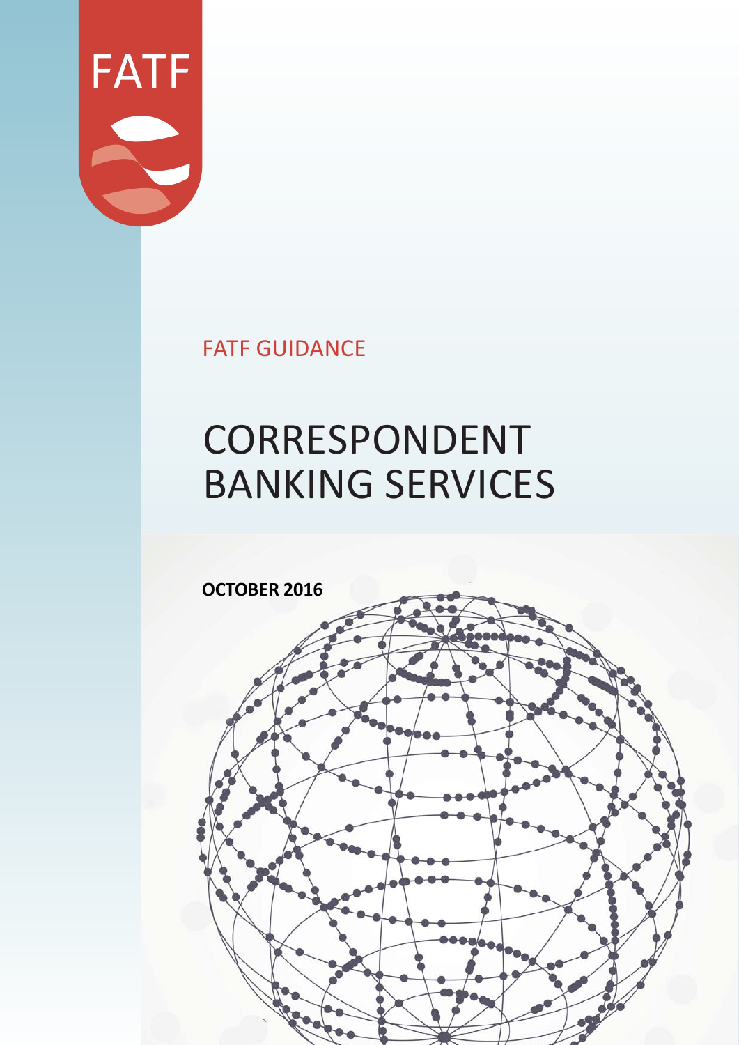FATF

FATF GUIDANCE

# CORRESPONDENT BANKING SERVICES

**OCTOBER 2016**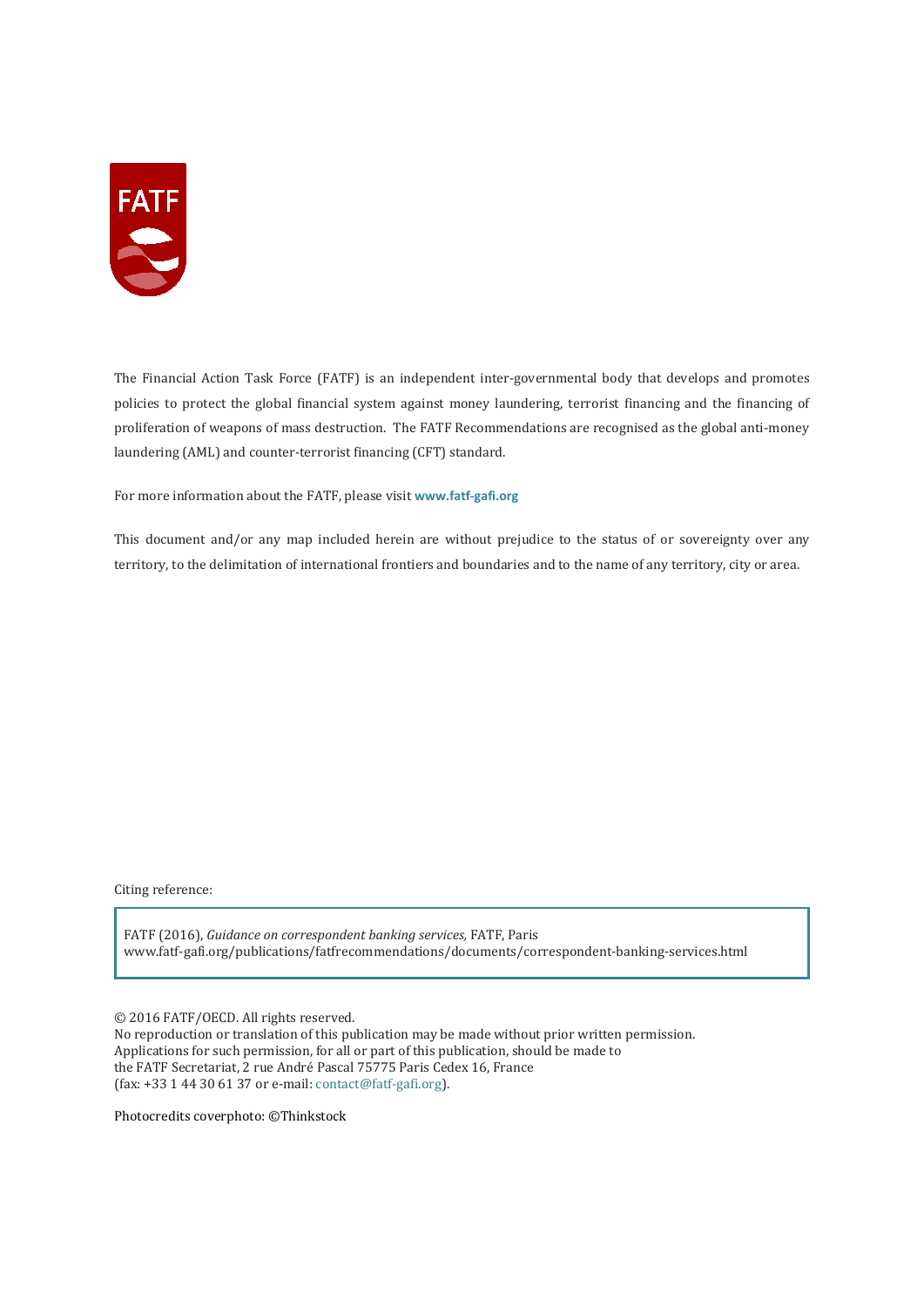The Financial Action Task Force (FATF) is an independent inter-governmental body that develops and promotes policies to protect the global financial system against money laundering, terrorist financing and the financing of proliferation of weapons of mass destruction. The FATF Recommendations are recognised as the global anti-money laundering (AML) and counter-terrorist financing (CFT) standard.

For more information about the FATF, please visit **www.fatf-gafi.org**

This document and/or any map included herein are without prejudice to the status of or sovereignty over any territory, to the delimitation of international frontiers and boundaries and to the name of any territory, city or area.

Citing reference:

FATF (2016), *Guidance on correspondent banking services,* FATF, Paris
www.fatf-gafi.org/publications/fatfrecommendations/documents/correspondent-banking-services.html

© 2016 FATF/OECD. All rights reserved.
No reproduction or translation of this publication may be made without prior written permission.
Applications for such permission, for all or part of this publication, should be made to
the FATF Secretariat, 2 rue André Pascal 75775 Paris Cedex 16, France
(fax: +33 1 44 30 61 37 or e-mail: contact@fatf-gafi.org).

Photocredits coverphoto: ©Thinkstock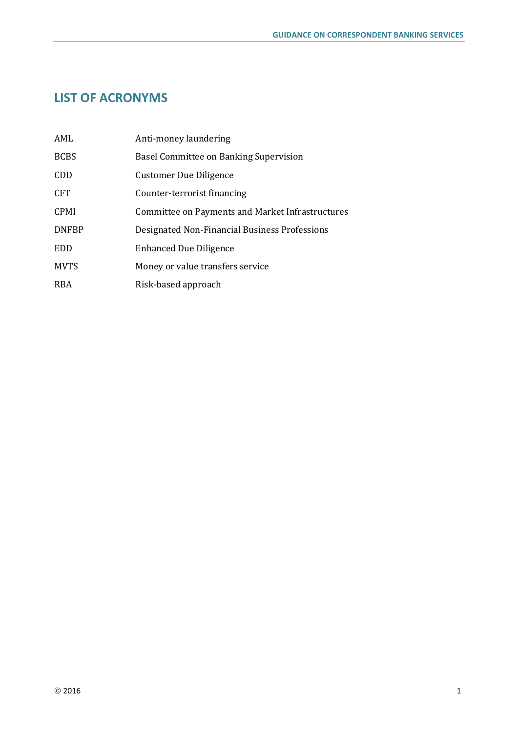## LIST OF ACRONYMS

| | |
|---|---|
| AML | Anti-money laundering |
| BCBS | Basel Committee on Banking Supervision |
| CDD | Customer Due Diligence |
| CFT | Counter-terrorist financing |
| CPMI | Committee on Payments and Market Infrastructures |
| DNFBP | Designated Non-Financial Business Professions |
| EDD | Enhanced Due Diligence |
| MVTS | Money or value transfers service |
| RBA | Risk-based approach |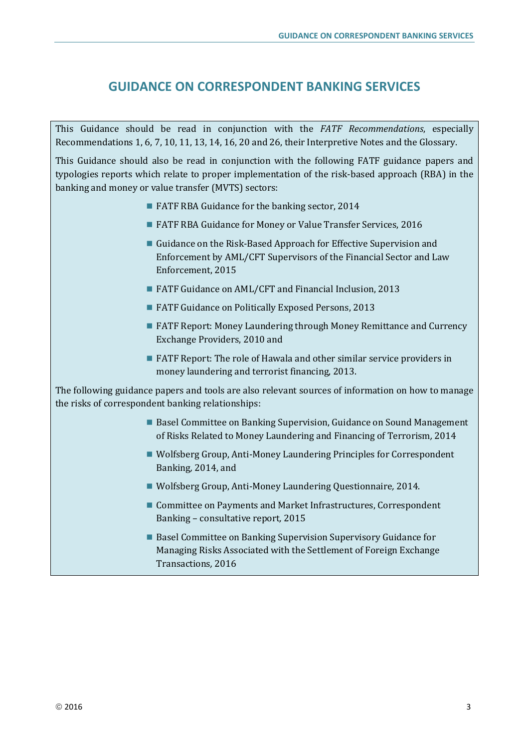# GUIDANCE ON CORRESPONDENT BANKING SERVICES

This Guidance should be read in conjunction with the *FATF Recommendations*, especially Recommendations 1, 6, 7, 10, 11, 13, 14, 16, 20 and 26, their Interpretive Notes and the Glossary.

This Guidance should also be read in conjunction with the following FATF guidance papers and typologies reports which relate to proper implementation of the risk-based approach (RBA) in the banking and money or value transfer (MVTS) sectors:

- FATF RBA Guidance for the banking sector, 2014
- FATF RBA Guidance for Money or Value Transfer Services, 2016
- Guidance on the Risk-Based Approach for Effective Supervision and Enforcement by AML/CFT Supervisors of the Financial Sector and Law Enforcement, 2015
- FATF Guidance on AML/CFT and Financial Inclusion, 2013
- FATF Guidance on Politically Exposed Persons, 2013
- FATF Report: Money Laundering through Money Remittance and Currency Exchange Providers, 2010 and
- FATF Report: The role of Hawala and other similar service providers in money laundering and terrorist financing, 2013.

The following guidance papers and tools are also relevant sources of information on how to manage the risks of correspondent banking relationships:

- Basel Committee on Banking Supervision, Guidance on Sound Management of Risks Related to Money Laundering and Financing of Terrorism*,* 2014
- Wolfsberg Group, Anti-Money Laundering Principles for Correspondent Banking*,* 2014, and
- Wolfsberg Group, Anti-Money Laundering Questionnaire*,* 2014.
- Committee on Payments and Market Infrastructures, Correspondent Banking – consultative report*,* 2015
- Basel Committee on Banking Supervision Supervisory Guidance for Managing Risks Associated with the Settlement of Foreign Exchange Transactions*,* 2016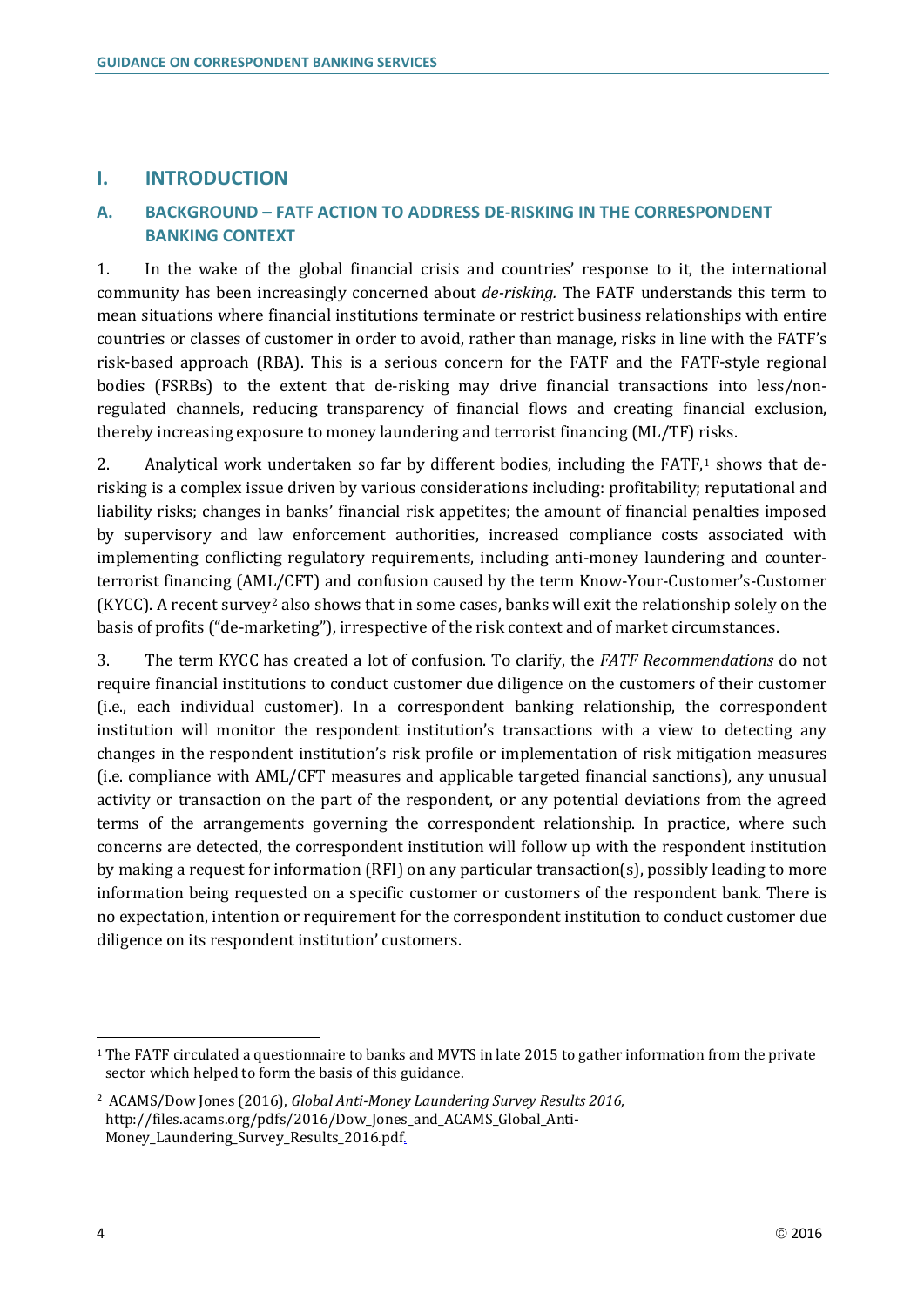## I. INTRODUCTION

### A. BACKGROUND – FATF ACTION TO ADDRESS DE-RISKING IN THE CORRESPONDENT BANKING CONTEXT

1. In the wake of the global financial crisis and countries' response to it, the international community has been increasingly concerned about *de-risking*. The FATF understands this term to mean situations where financial institutions terminate or restrict business relationships with entire countries or classes of customer in order to avoid, rather than manage, risks in line with the FATF's risk-based approach (RBA). This is a serious concern for the FATF and the FATF-style regional bodies (FSRBs) to the extent that de-risking may drive financial transactions into less/non-regulated channels, reducing transparency of financial flows and creating financial exclusion, thereby increasing exposure to money laundering and terrorist financing (ML/TF) risks.

2. Analytical work undertaken so far by different bodies, including the FATF,[1] shows that de-risking is a complex issue driven by various considerations including: profitability; reputational and liability risks; changes in banks' financial risk appetites; the amount of financial penalties imposed by supervisory and law enforcement authorities, increased compliance costs associated with implementing conflicting regulatory requirements, including anti-money laundering and counter-terrorist financing (AML/CFT) and confusion caused by the term Know-Your-Customer's-Customer (KYCC). A recent survey[2] also shows that in some cases, banks will exit the relationship solely on the basis of profits ("de-marketing"), irrespective of the risk context and of market circumstances.

3. The term KYCC has created a lot of confusion. To clarify, the *FATF Recommendations* do not require financial institutions to conduct customer due diligence on the customers of their customer (i.e., each individual customer). In a correspondent banking relationship, the correspondent institution will monitor the respondent institution's transactions with a view to detecting any changes in the respondent institution's risk profile or implementation of risk mitigation measures (i.e. compliance with AML/CFT measures and applicable targeted financial sanctions), any unusual activity or transaction on the part of the respondent, or any potential deviations from the agreed terms of the arrangements governing the correspondent relationship. In practice, where such concerns are detected, the correspondent institution will follow up with the respondent institution by making a request for information (RFI) on any particular transaction(s), possibly leading to more information being requested on a specific customer or customers of the respondent bank. There is no expectation, intention or requirement for the correspondent institution to conduct customer due diligence on its respondent institution' customers.

---

[1] The FATF circulated a questionnaire to banks and MVTS in late 2015 to gather information from the private sector which helped to form the basis of this guidance.

[2] ACAMS/Dow Jones (2016), *Global Anti-Money Laundering Survey Results 2016,* http://files.acams.org/pdfs/2016/Dow_Jones_and_ACAMS_Global_Anti-Money_Laundering_Survey_Results_2016.pdf.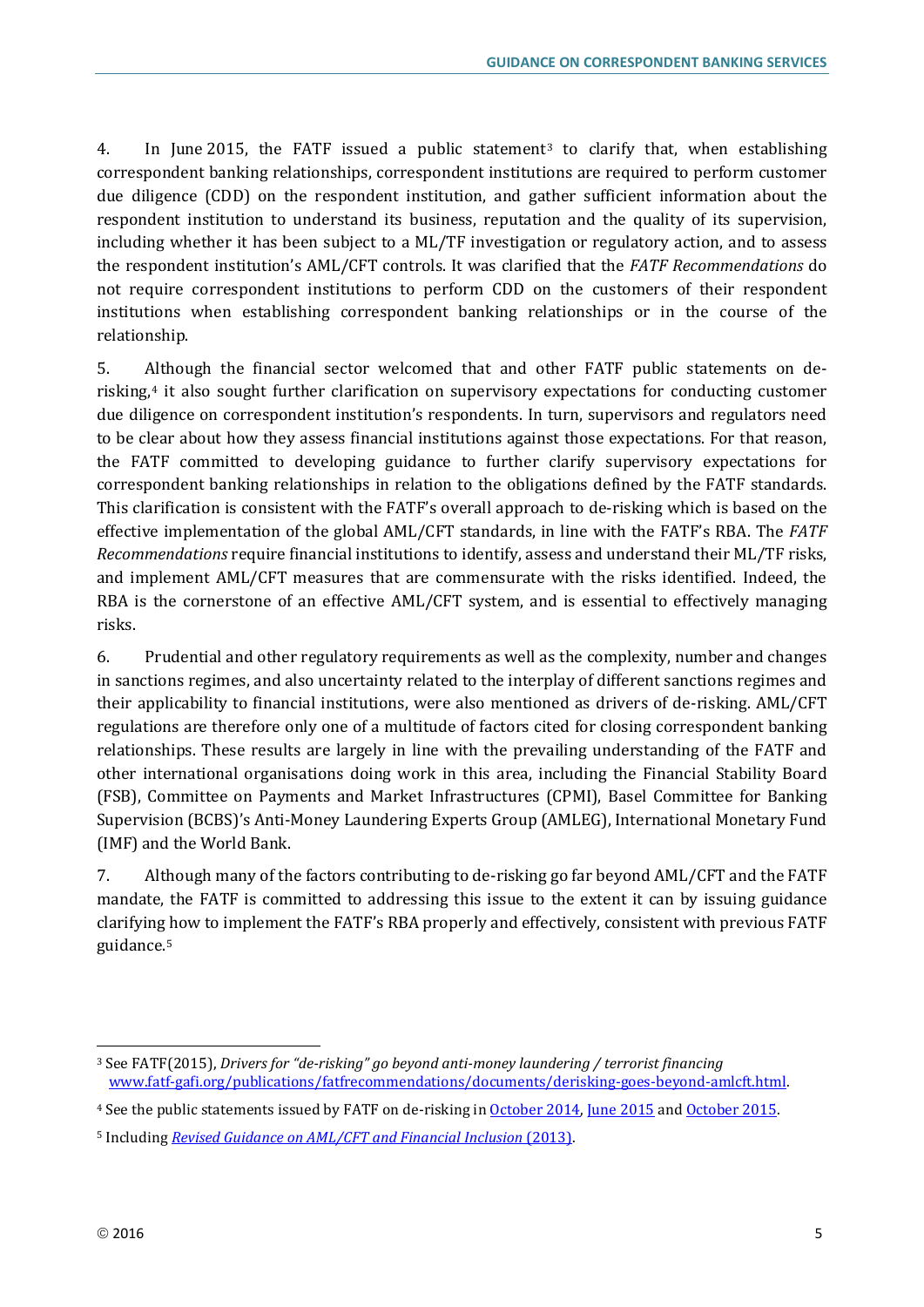4. In June 2015, the FATF issued a public statement[3] to clarify that, when establishing correspondent banking relationships, correspondent institutions are required to perform customer due diligence (CDD) on the respondent institution, and gather sufficient information about the respondent institution to understand its business, reputation and the quality of its supervision, including whether it has been subject to a ML/TF investigation or regulatory action, and to assess the respondent institution's AML/CFT controls. It was clarified that the *FATF Recommendations* do not require correspondent institutions to perform CDD on the customers of their respondent institutions when establishing correspondent banking relationships or in the course of the relationship.

5. Although the financial sector welcomed that and other FATF public statements on de-risking,[4] it also sought further clarification on supervisory expectations for conducting customer due diligence on correspondent institution's respondents. In turn, supervisors and regulators need to be clear about how they assess financial institutions against those expectations. For that reason, the FATF committed to developing guidance to further clarify supervisory expectations for correspondent banking relationships in relation to the obligations defined by the FATF standards. This clarification is consistent with the FATF's overall approach to de-risking which is based on the effective implementation of the global AML/CFT standards, in line with the FATF's RBA. The *FATF Recommendations* require financial institutions to identify, assess and understand their ML/TF risks, and implement AML/CFT measures that are commensurate with the risks identified. Indeed, the RBA is the cornerstone of an effective AML/CFT system, and is essential to effectively managing risks.

6. Prudential and other regulatory requirements as well as the complexity, number and changes in sanctions regimes, and also uncertainty related to the interplay of different sanctions regimes and their applicability to financial institutions, were also mentioned as drivers of de-risking. AML/CFT regulations are therefore only one of a multitude of factors cited for closing correspondent banking relationships. These results are largely in line with the prevailing understanding of the FATF and other international organisations doing work in this area, including the Financial Stability Board (FSB), Committee on Payments and Market Infrastructures (CPMI), Basel Committee for Banking Supervision (BCBS)'s Anti-Money Laundering Experts Group (AMLEG), International Monetary Fund (IMF) and the World Bank.

7. Although many of the factors contributing to de-risking go far beyond AML/CFT and the FATF mandate, the FATF is committed to addressing this issue to the extent it can by issuing guidance clarifying how to implement the FATF's RBA properly and effectively, consistent with previous FATF guidance.[5]

---

[3] See FATF(2015), *Drivers for "de-risking" go beyond anti-money laundering / terrorist financing* www.fatf-gafi.org/publications/fatfrecommendations/documents/derisking-goes-beyond-amlcft.html.

[4] See the public statements issued by FATF on de-risking in October 2014, June 2015 and October 2015.

[5] Including *Revised Guidance on AML/CFT and Financial Inclusion* (2013).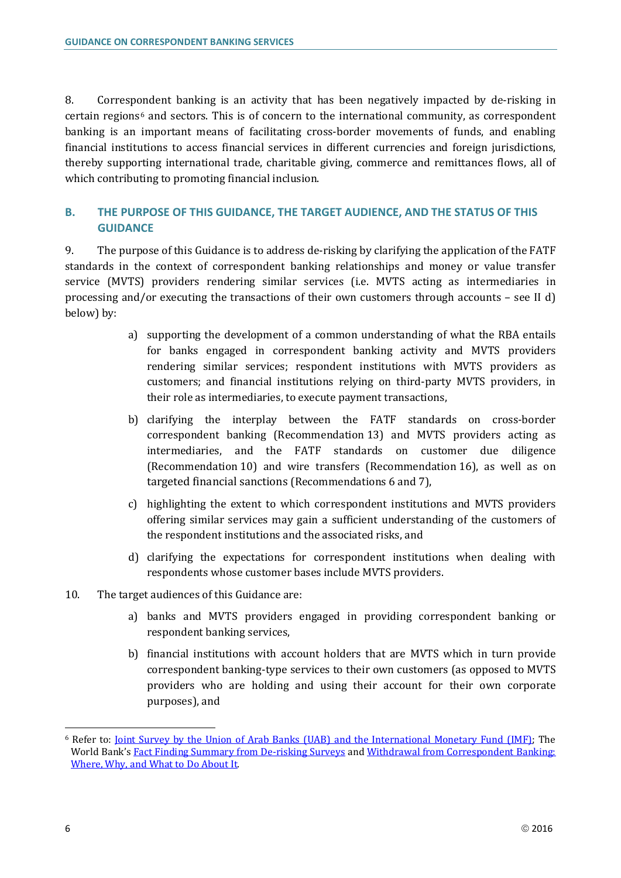8. Correspondent banking is an activity that has been negatively impacted by de-risking in certain regions[6] and sectors. This is of concern to the international community, as correspondent banking is an important means of facilitating cross-border movements of funds, and enabling financial institutions to access financial services in different currencies and foreign jurisdictions, thereby supporting international trade, charitable giving, commerce and remittances flows, all of which contributing to promoting financial inclusion.

## B. THE PURPOSE OF THIS GUIDANCE, THE TARGET AUDIENCE, AND THE STATUS OF THIS GUIDANCE

9. The purpose of this Guidance is to address de-risking by clarifying the application of the FATF standards in the context of correspondent banking relationships and money or value transfer service (MVTS) providers rendering similar services (i.e. MVTS acting as intermediaries in processing and/or executing the transactions of their own customers through accounts – see II d) below) by:

a) supporting the development of a common understanding of what the RBA entails for banks engaged in correspondent banking activity and MVTS providers rendering similar services; respondent institutions with MVTS providers as customers; and financial institutions relying on third-party MVTS providers, in their role as intermediaries, to execute payment transactions,

b) clarifying the interplay between the FATF standards on cross-border correspondent banking (Recommendation 13) and MVTS providers acting as intermediaries, and the FATF standards on customer due diligence (Recommendation 10) and wire transfers (Recommendation 16), as well as on targeted financial sanctions (Recommendations 6 and 7),

c) highlighting the extent to which correspondent institutions and MVTS providers offering similar services may gain a sufficient understanding of the customers of the respondent institutions and the associated risks, and

d) clarifying the expectations for correspondent institutions when dealing with respondents whose customer bases include MVTS providers.

10. The target audiences of this Guidance are:

a) banks and MVTS providers engaged in providing correspondent banking or respondent banking services,

b) financial institutions with account holders that are MVTS which in turn provide correspondent banking-type services to their own customers (as opposed to MVTS providers who are holding and using their account for their own corporate purposes), and

---

[6] Refer to: Joint Survey by the Union of Arab Banks (UAB) and the International Monetary Fund (IMF); The World Bank's Fact Finding Summary from De-risking Surveys and Withdrawal from Correspondent Banking: Where, Why, and What to Do About It.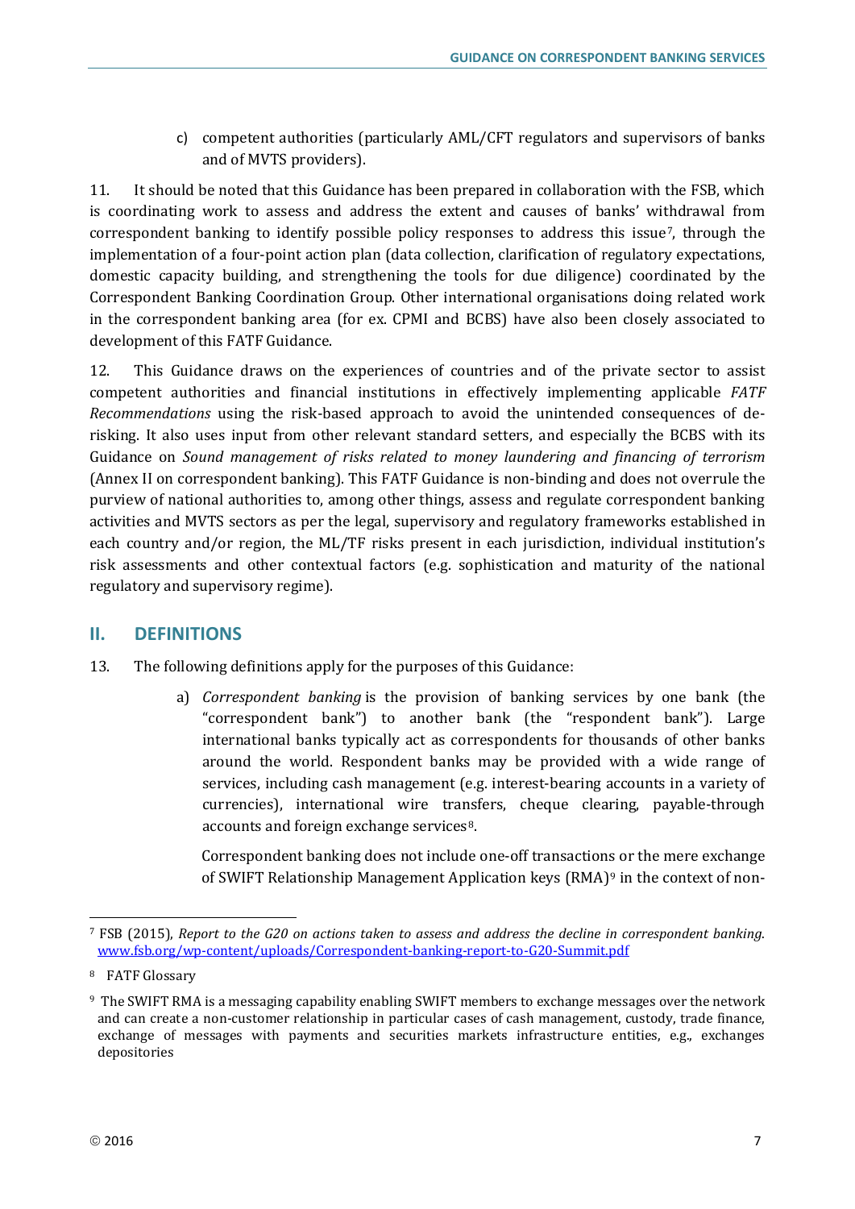c) competent authorities (particularly AML/CFT regulators and supervisors of banks and of MVTS providers).

11. It should be noted that this Guidance has been prepared in collaboration with the FSB, which is coordinating work to assess and address the extent and causes of banks' withdrawal from correspondent banking to identify possible policy responses to address this issue[7], through the implementation of a four-point action plan (data collection, clarification of regulatory expectations, domestic capacity building, and strengthening the tools for due diligence) coordinated by the Correspondent Banking Coordination Group. Other international organisations doing related work in the correspondent banking area (for ex. CPMI and BCBS) have also been closely associated to development of this FATF Guidance.

12. This Guidance draws on the experiences of countries and of the private sector to assist competent authorities and financial institutions in effectively implementing applicable *FATF Recommendations* using the risk-based approach to avoid the unintended consequences of de-risking. It also uses input from other relevant standard setters, and especially the BCBS with its Guidance on *Sound management of risks related to money laundering and financing of terrorism* (Annex II on correspondent banking). This FATF Guidance is non-binding and does not overrule the purview of national authorities to, among other things, assess and regulate correspondent banking activities and MVTS sectors as per the legal, supervisory and regulatory frameworks established in each country and/or region, the ML/TF risks present in each jurisdiction, individual institution's risk assessments and other contextual factors (e.g. sophistication and maturity of the national regulatory and supervisory regime).

## II. DEFINITIONS

13. The following definitions apply for the purposes of this Guidance:

a) *Correspondent banking* is the provision of banking services by one bank (the "correspondent bank") to another bank (the "respondent bank"). Large international banks typically act as correspondents for thousands of other banks around the world. Respondent banks may be provided with a wide range of services, including cash management (e.g. interest-bearing accounts in a variety of currencies), international wire transfers, cheque clearing, payable-through accounts and foreign exchange services[8].

Correspondent banking does not include one-off transactions or the mere exchange of SWIFT Relationship Management Application keys (RMA)[9] in the context of non-

---

[7] FSB (2015), *Report to the G20 on actions taken to assess and address the decline in correspondent banking.* www.fsb.org/wp-content/uploads/Correspondent-banking-report-to-G20-Summit.pdf

[8] FATF Glossary

[9] The SWIFT RMA is a messaging capability enabling SWIFT members to exchange messages over the network and can create a non-customer relationship in particular cases of cash management, custody, trade finance, exchange of messages with payments and securities markets infrastructure entities, e.g., exchanges depositories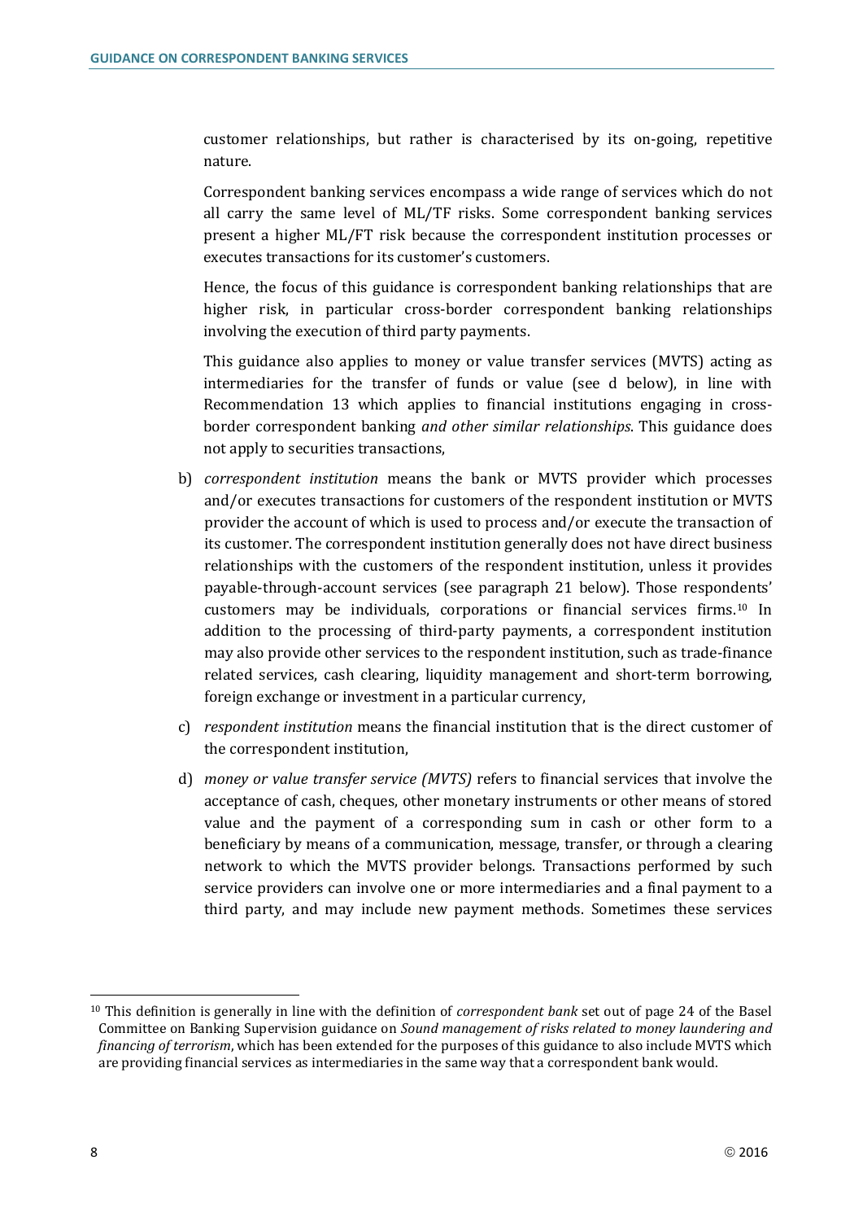customer relationships, but rather is characterised by its on-going, repetitive nature.

Correspondent banking services encompass a wide range of services which do not all carry the same level of ML/TF risks. Some correspondent banking services present a higher ML/FT risk because the correspondent institution processes or executes transactions for its customer's customers.

Hence, the focus of this guidance is correspondent banking relationships that are higher risk, in particular cross-border correspondent banking relationships involving the execution of third party payments.

This guidance also applies to money or value transfer services (MVTS) acting as intermediaries for the transfer of funds or value (see d below), in line with Recommendation 13 which applies to financial institutions engaging in cross-border correspondent banking *and other similar relationships*. This guidance does not apply to securities transactions,

b) *correspondent institution* means the bank or MVTS provider which processes and/or executes transactions for customers of the respondent institution or MVTS provider the account of which is used to process and/or execute the transaction of its customer. The correspondent institution generally does not have direct business relationships with the customers of the respondent institution, unless it provides payable-through-account services (see paragraph 21 below). Those respondents' customers may be individuals, corporations or financial services firms.[10] In addition to the processing of third-party payments, a correspondent institution may also provide other services to the respondent institution, such as trade-finance related services, cash clearing, liquidity management and short-term borrowing, foreign exchange or investment in a particular currency,

c) *respondent institution* means the financial institution that is the direct customer of the correspondent institution,

d) *money or value transfer service (MVTS)* refers to financial services that involve the acceptance of cash, cheques, other monetary instruments or other means of stored value and the payment of a corresponding sum in cash or other form to a beneficiary by means of a communication, message, transfer, or through a clearing network to which the MVTS provider belongs. Transactions performed by such service providers can involve one or more intermediaries and a final payment to a third party, and may include new payment methods. Sometimes these services

[10] This definition is generally in line with the definition of *correspondent bank* set out of page 24 of the Basel Committee on Banking Supervision guidance on *Sound management of risks related to money laundering and financing of terrorism*, which has been extended for the purposes of this guidance to also include MVTS which are providing financial services as intermediaries in the same way that a correspondent bank would.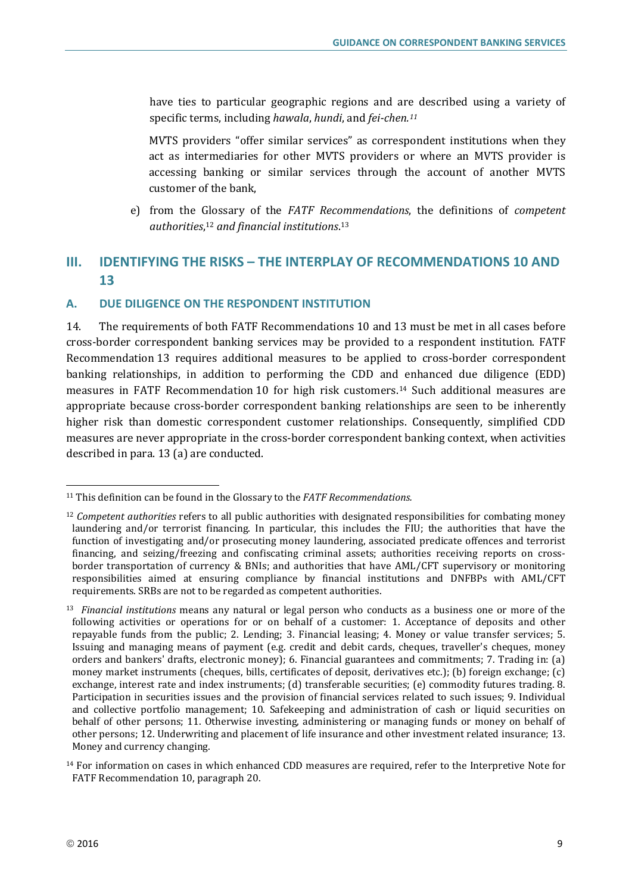have ties to particular geographic regions and are described using a variety of specific terms, including *hawala*, *hundi*, and *fei-chen.*[11]

MVTS providers "offer similar services" as correspondent institutions when they act as intermediaries for other MVTS providers or where an MVTS provider is accessing banking or similar services through the account of another MVTS customer of the bank,

e) from the Glossary of the *FATF Recommendations*, the definitions of *competent authorities*,[12] *and financial institutions*.[13]

## III. IDENTIFYING THE RISKS – THE INTERPLAY OF RECOMMENDATIONS 10 AND 13

### A. DUE DILIGENCE ON THE RESPONDENT INSTITUTION

14. The requirements of both FATF Recommendations 10 and 13 must be met in all cases before cross-border correspondent banking services may be provided to a respondent institution. FATF Recommendation 13 requires additional measures to be applied to cross-border correspondent banking relationships, in addition to performing the CDD and enhanced due diligence (EDD) measures in FATF Recommendation 10 for high risk customers.[14] Such additional measures are appropriate because cross-border correspondent banking relationships are seen to be inherently higher risk than domestic correspondent customer relationships. Consequently, simplified CDD measures are never appropriate in the cross-border correspondent banking context, when activities described in para. 13 (a) are conducted.

---

[11] This definition can be found in the Glossary to the *FATF Recommendations.*

[12] *Competent authorities* refers to all public authorities with designated responsibilities for combating money laundering and/or terrorist financing. In particular, this includes the FIU; the authorities that have the function of investigating and/or prosecuting money laundering, associated predicate offences and terrorist financing, and seizing/freezing and confiscating criminal assets; authorities receiving reports on cross-border transportation of currency & BNIs; and authorities that have AML/CFT supervisory or monitoring responsibilities aimed at ensuring compliance by financial institutions and DNFBPs with AML/CFT requirements. SRBs are not to be regarded as competent authorities.

[13] *Financial institutions* means any natural or legal person who conducts as a business one or more of the following activities or operations for or on behalf of a customer: 1. Acceptance of deposits and other repayable funds from the public; 2. Lending; 3. Financial leasing; 4. Money or value transfer services; 5. Issuing and managing means of payment (e.g. credit and debit cards, cheques, traveller's cheques, money orders and bankers' drafts, electronic money); 6. Financial guarantees and commitments; 7. Trading in: (a) money market instruments (cheques, bills, certificates of deposit, derivatives etc.); (b) foreign exchange; (c) exchange, interest rate and index instruments; (d) transferable securities; (e) commodity futures trading. 8. Participation in securities issues and the provision of financial services related to such issues; 9. Individual and collective portfolio management; 10. Safekeeping and administration of cash or liquid securities on behalf of other persons; 11. Otherwise investing, administering or managing funds or money on behalf of other persons; 12. Underwriting and placement of life insurance and other investment related insurance; 13. Money and currency changing.

[14] For information on cases in which enhanced CDD measures are required, refer to the Interpretive Note for FATF Recommendation 10, paragraph 20.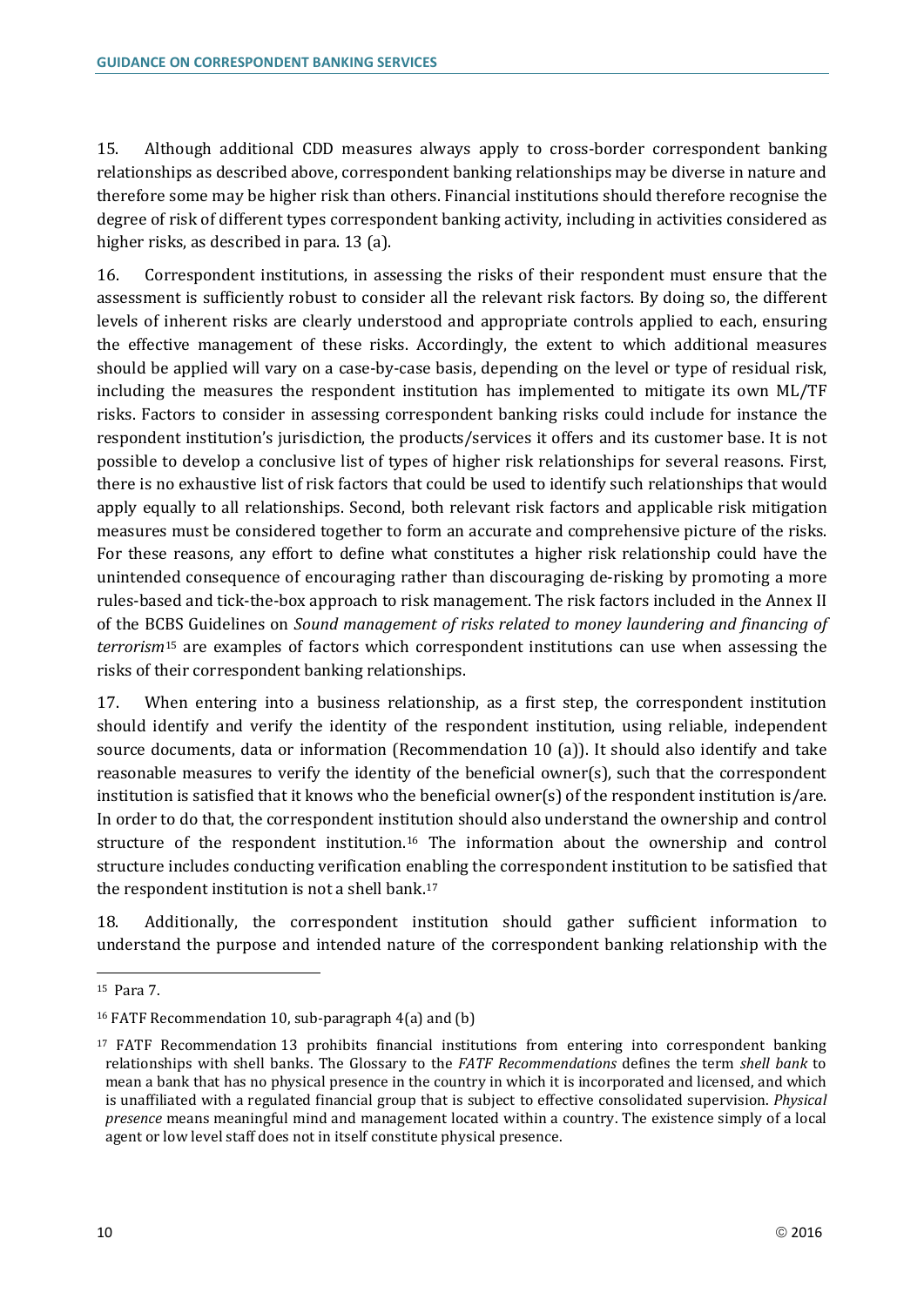15. Although additional CDD measures always apply to cross-border correspondent banking relationships as described above, correspondent banking relationships may be diverse in nature and therefore some may be higher risk than others. Financial institutions should therefore recognise the degree of risk of different types correspondent banking activity, including in activities considered as higher risks, as described in para. 13 (a).

16. Correspondent institutions, in assessing the risks of their respondent must ensure that the assessment is sufficiently robust to consider all the relevant risk factors. By doing so, the different levels of inherent risks are clearly understood and appropriate controls applied to each, ensuring the effective management of these risks. Accordingly, the extent to which additional measures should be applied will vary on a case-by-case basis, depending on the level or type of residual risk, including the measures the respondent institution has implemented to mitigate its own ML/TF risks. Factors to consider in assessing correspondent banking risks could include for instance the respondent institution's jurisdiction, the products/services it offers and its customer base. It is not possible to develop a conclusive list of types of higher risk relationships for several reasons. First, there is no exhaustive list of risk factors that could be used to identify such relationships that would apply equally to all relationships. Second, both relevant risk factors and applicable risk mitigation measures must be considered together to form an accurate and comprehensive picture of the risks. For these reasons, any effort to define what constitutes a higher risk relationship could have the unintended consequence of encouraging rather than discouraging de-risking by promoting a more rules-based and tick-the-box approach to risk management. The risk factors included in the Annex II of the BCBS Guidelines on *Sound management of risks related to money laundering and financing of terrorism*[15] are examples of factors which correspondent institutions can use when assessing the risks of their correspondent banking relationships.

17. When entering into a business relationship, as a first step, the correspondent institution should identify and verify the identity of the respondent institution, using reliable, independent source documents, data or information (Recommendation 10 (a)). It should also identify and take reasonable measures to verify the identity of the beneficial owner(s), such that the correspondent institution is satisfied that it knows who the beneficial owner(s) of the respondent institution is/are. In order to do that, the correspondent institution should also understand the ownership and control structure of the respondent institution.[16] The information about the ownership and control structure includes conducting verification enabling the correspondent institution to be satisfied that the respondent institution is not a shell bank.[17]

18. Additionally, the correspondent institution should gather sufficient information to understand the purpose and intended nature of the correspondent banking relationship with the

---

[15] Para 7.

[16] FATF Recommendation 10, sub-paragraph 4(a) and (b)

[17] FATF Recommendation 13 prohibits financial institutions from entering into correspondent banking relationships with shell banks. The Glossary to the *FATF Recommendations* defines the term *shell bank* to mean a bank that has no physical presence in the country in which it is incorporated and licensed, and which is unaffiliated with a regulated financial group that is subject to effective consolidated supervision. *Physical presence* means meaningful mind and management located within a country. The existence simply of a local agent or low level staff does not in itself constitute physical presence.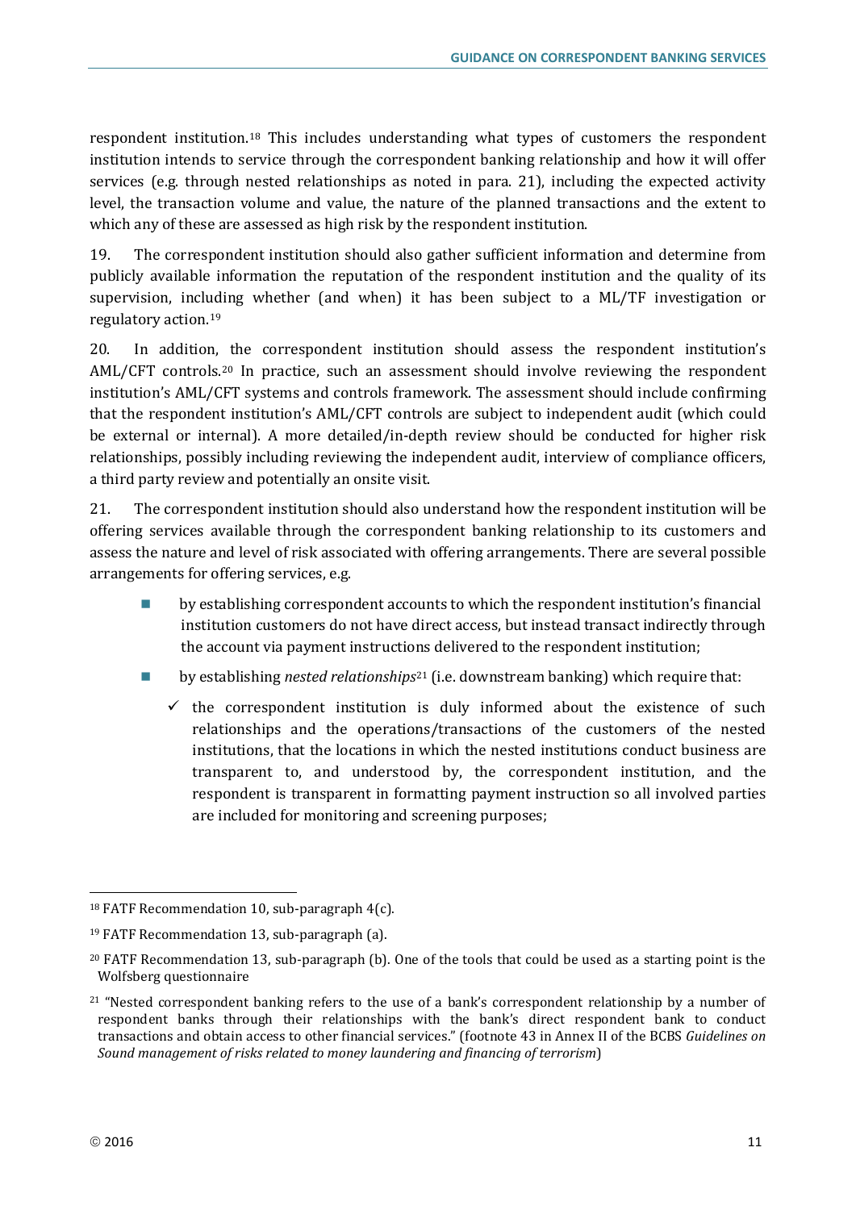respondent institution.[18] This includes understanding what types of customers the respondent institution intends to service through the correspondent banking relationship and how it will offer services (e.g. through nested relationships as noted in para. 21), including the expected activity level, the transaction volume and value, the nature of the planned transactions and the extent to which any of these are assessed as high risk by the respondent institution.

19. The correspondent institution should also gather sufficient information and determine from publicly available information the reputation of the respondent institution and the quality of its supervision, including whether (and when) it has been subject to a ML/TF investigation or regulatory action.[19]

20. In addition, the correspondent institution should assess the respondent institution's AML/CFT controls.[20] In practice, such an assessment should involve reviewing the respondent institution's AML/CFT systems and controls framework. The assessment should include confirming that the respondent institution's AML/CFT controls are subject to independent audit (which could be external or internal). A more detailed/in-depth review should be conducted for higher risk relationships, possibly including reviewing the independent audit, interview of compliance officers, a third party review and potentially an onsite visit.

21. The correspondent institution should also understand how the respondent institution will be offering services available through the correspondent banking relationship to its customers and assess the nature and level of risk associated with offering arrangements. There are several possible arrangements for offering services, e.g.

- by establishing correspondent accounts to which the respondent institution's financial institution customers do not have direct access, but instead transact indirectly through the account via payment instructions delivered to the respondent institution;
- by establishing *nested relationships*[21] (i.e. downstream banking) which require that:
  - ✓ the correspondent institution is duly informed about the existence of such relationships and the operations/transactions of the customers of the nested institutions, that the locations in which the nested institutions conduct business are transparent to, and understood by, the correspondent institution, and the respondent is transparent in formatting payment instruction so all involved parties are included for monitoring and screening purposes;

---

[18] FATF Recommendation 10, sub-paragraph 4(c).

[19] FATF Recommendation 13, sub-paragraph (a).

[20] FATF Recommendation 13, sub-paragraph (b). One of the tools that could be used as a starting point is the Wolfsberg questionnaire

[21] "Nested correspondent banking refers to the use of a bank's correspondent relationship by a number of respondent banks through their relationships with the bank's direct respondent bank to conduct transactions and obtain access to other financial services." (footnote 43 in Annex II of the BCBS *Guidelines on Sound management of risks related to money laundering and financing of terrorism*)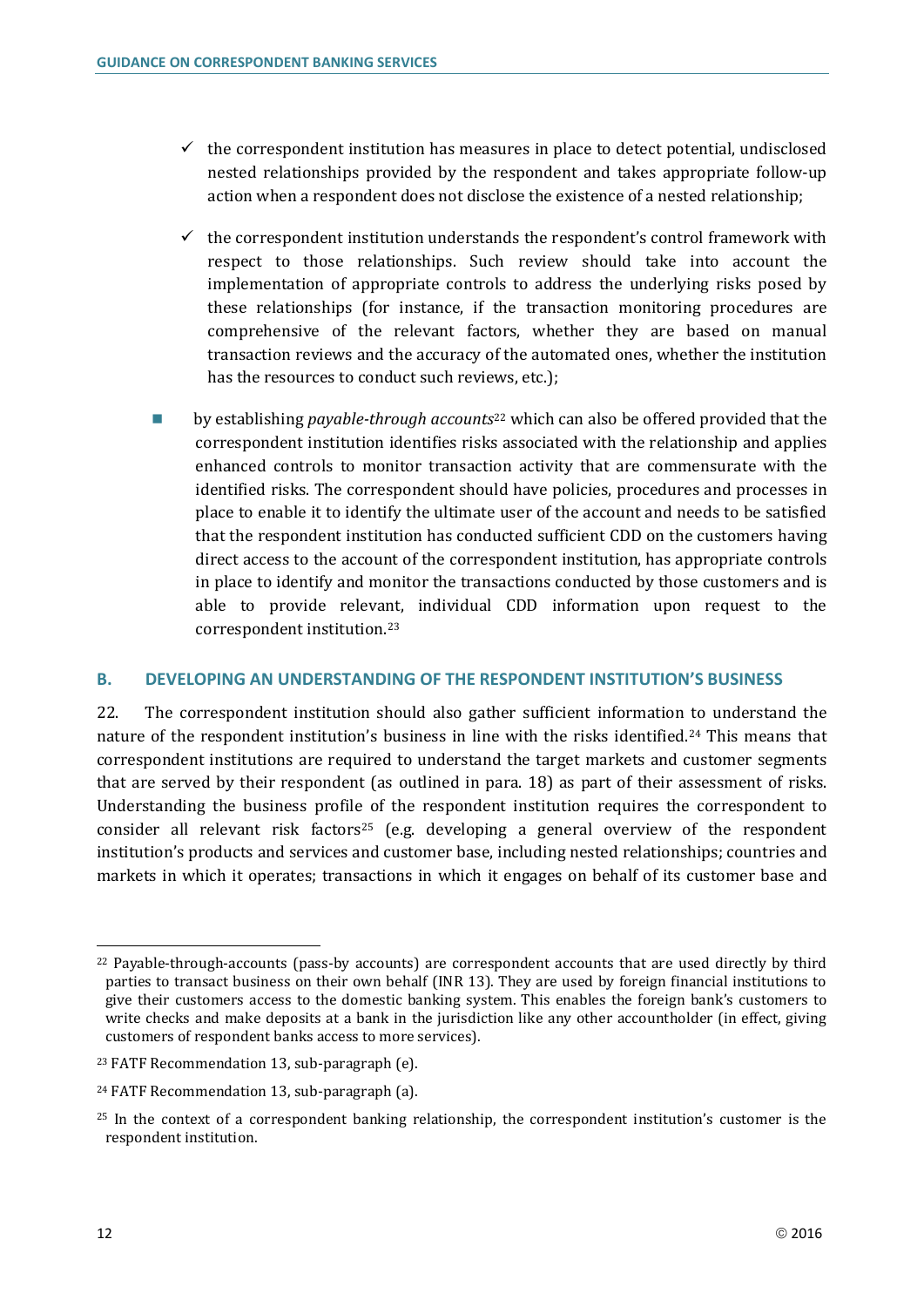- ✓ the correspondent institution has measures in place to detect potential, undisclosed nested relationships provided by the respondent and takes appropriate follow-up action when a respondent does not disclose the existence of a nested relationship;

- ✓ the correspondent institution understands the respondent's control framework with respect to those relationships. Such review should take into account the implementation of appropriate controls to address the underlying risks posed by these relationships (for instance, if the transaction monitoring procedures are comprehensive of the relevant factors, whether they are based on manual transaction reviews and the accuracy of the automated ones, whether the institution has the resources to conduct such reviews, etc.);

- by establishing *payable-through accounts*[22] which can also be offered provided that the correspondent institution identifies risks associated with the relationship and applies enhanced controls to monitor transaction activity that are commensurate with the identified risks. The correspondent should have policies, procedures and processes in place to enable it to identify the ultimate user of the account and needs to be satisfied that the respondent institution has conducted sufficient CDD on the customers having direct access to the account of the correspondent institution, has appropriate controls in place to identify and monitor the transactions conducted by those customers and is able to provide relevant, individual CDD information upon request to the correspondent institution.[23]

## B. DEVELOPING AN UNDERSTANDING OF THE RESPONDENT INSTITUTION'S BUSINESS

22. The correspondent institution should also gather sufficient information to understand the nature of the respondent institution's business in line with the risks identified.[24] This means that correspondent institutions are required to understand the target markets and customer segments that are served by their respondent (as outlined in para. 18) as part of their assessment of risks. Understanding the business profile of the respondent institution requires the correspondent to consider all relevant risk factors[25] (e.g. developing a general overview of the respondent institution's products and services and customer base, including nested relationships; countries and markets in which it operates; transactions in which it engages on behalf of its customer base and

---

[22] Payable-through-accounts (pass-by accounts) are correspondent accounts that are used directly by third parties to transact business on their own behalf (INR 13). They are used by foreign financial institutions to give their customers access to the domestic banking system. This enables the foreign bank's customers to write checks and make deposits at a bank in the jurisdiction like any other accountholder (in effect, giving customers of respondent banks access to more services).

[23] FATF Recommendation 13, sub-paragraph (e).

[24] FATF Recommendation 13, sub-paragraph (a).

[25] In the context of a correspondent banking relationship, the correspondent institution's customer is the respondent institution.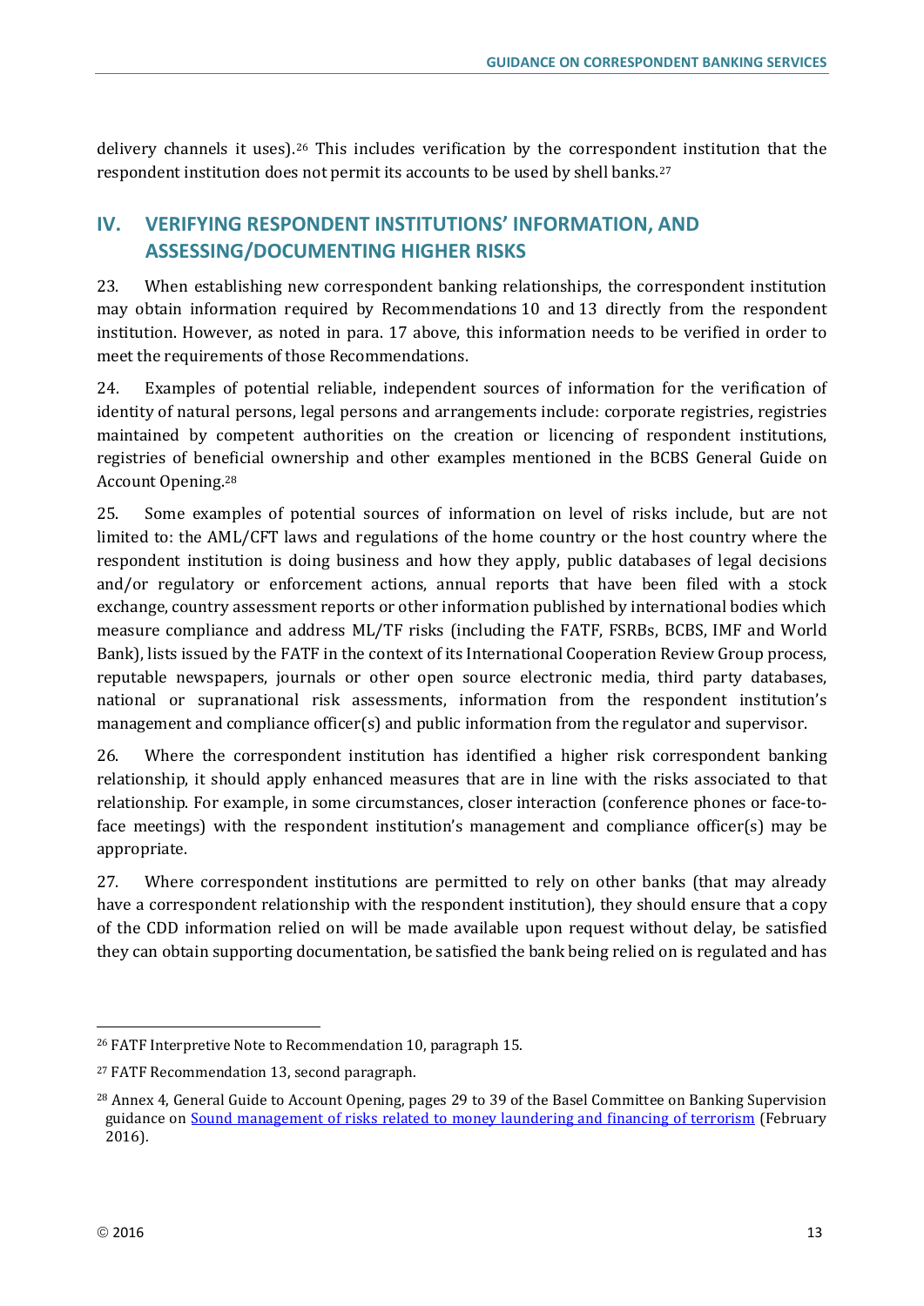delivery channels it uses).[26] This includes verification by the correspondent institution that the respondent institution does not permit its accounts to be used by shell banks.[27]

## IV. VERIFYING RESPONDENT INSTITUTIONS' INFORMATION, AND ASSESSING/DOCUMENTING HIGHER RISKS

23. When establishing new correspondent banking relationships, the correspondent institution may obtain information required by Recommendations 10 and 13 directly from the respondent institution. However, as noted in para. 17 above, this information needs to be verified in order to meet the requirements of those Recommendations.

24. Examples of potential reliable, independent sources of information for the verification of identity of natural persons, legal persons and arrangements include: corporate registries, registries maintained by competent authorities on the creation or licencing of respondent institutions, registries of beneficial ownership and other examples mentioned in the BCBS General Guide on Account Opening.[28]

25. Some examples of potential sources of information on level of risks include, but are not limited to: the AML/CFT laws and regulations of the home country or the host country where the respondent institution is doing business and how they apply, public databases of legal decisions and/or regulatory or enforcement actions, annual reports that have been filed with a stock exchange, country assessment reports or other information published by international bodies which measure compliance and address ML/TF risks (including the FATF, FSRBs, BCBS, IMF and World Bank), lists issued by the FATF in the context of its International Cooperation Review Group process, reputable newspapers, journals or other open source electronic media, third party databases, national or supranational risk assessments, information from the respondent institution's management and compliance officer(s) and public information from the regulator and supervisor.

26. Where the correspondent institution has identified a higher risk correspondent banking relationship, it should apply enhanced measures that are in line with the risks associated to that relationship. For example, in some circumstances, closer interaction (conference phones or face-to-face meetings) with the respondent institution's management and compliance officer(s) may be appropriate.

27. Where correspondent institutions are permitted to rely on other banks (that may already have a correspondent relationship with the respondent institution), they should ensure that a copy of the CDD information relied on will be made available upon request without delay, be satisfied they can obtain supporting documentation, be satisfied the bank being relied on is regulated and has

---

[26] FATF Interpretive Note to Recommendation 10, paragraph 15.

[27] FATF Recommendation 13, second paragraph.

[28] Annex 4, General Guide to Account Opening, pages 29 to 39 of the Basel Committee on Banking Supervision guidance on Sound management of risks related to money laundering and financing of terrorism (February 2016).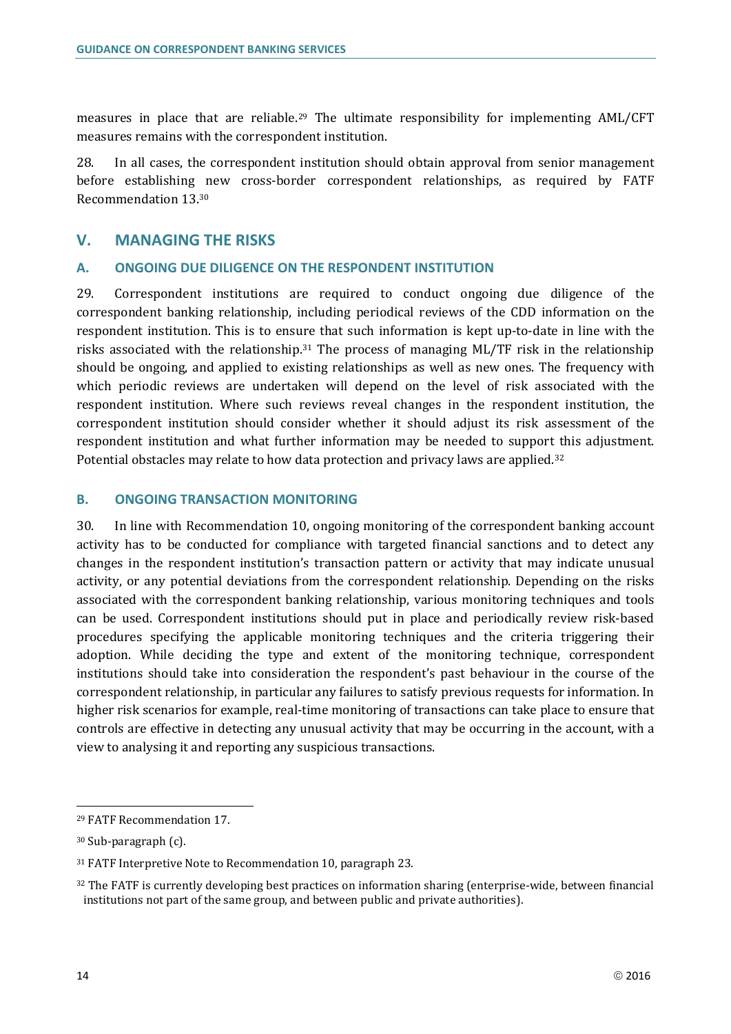measures in place that are reliable.[29] The ultimate responsibility for implementing AML/CFT measures remains with the correspondent institution.

28. In all cases, the correspondent institution should obtain approval from senior management before establishing new cross-border correspondent relationships, as required by FATF Recommendation 13.[30]

## V. MANAGING THE RISKS

### A. ONGOING DUE DILIGENCE ON THE RESPONDENT INSTITUTION

29. Correspondent institutions are required to conduct ongoing due diligence of the correspondent banking relationship, including periodical reviews of the CDD information on the respondent institution. This is to ensure that such information is kept up-to-date in line with the risks associated with the relationship.[31] The process of managing ML/TF risk in the relationship should be ongoing, and applied to existing relationships as well as new ones. The frequency with which periodic reviews are undertaken will depend on the level of risk associated with the respondent institution. Where such reviews reveal changes in the respondent institution, the correspondent institution should consider whether it should adjust its risk assessment of the respondent institution and what further information may be needed to support this adjustment. Potential obstacles may relate to how data protection and privacy laws are applied.[32]

### B. ONGOING TRANSACTION MONITORING

30. In line with Recommendation 10, ongoing monitoring of the correspondent banking account activity has to be conducted for compliance with targeted financial sanctions and to detect any changes in the respondent institution's transaction pattern or activity that may indicate unusual activity, or any potential deviations from the correspondent relationship. Depending on the risks associated with the correspondent banking relationship, various monitoring techniques and tools can be used. Correspondent institutions should put in place and periodically review risk-based procedures specifying the applicable monitoring techniques and the criteria triggering their adoption. While deciding the type and extent of the monitoring technique, correspondent institutions should take into consideration the respondent's past behaviour in the course of the correspondent relationship, in particular any failures to satisfy previous requests for information. In higher risk scenarios for example, real-time monitoring of transactions can take place to ensure that controls are effective in detecting any unusual activity that may be occurring in the account, with a view to analysing it and reporting any suspicious transactions.

---

[29] FATF Recommendation 17.

[30] Sub-paragraph (c).

[31] FATF Interpretive Note to Recommendation 10, paragraph 23.

[32] The FATF is currently developing best practices on information sharing (enterprise-wide, between financial institutions not part of the same group, and between public and private authorities).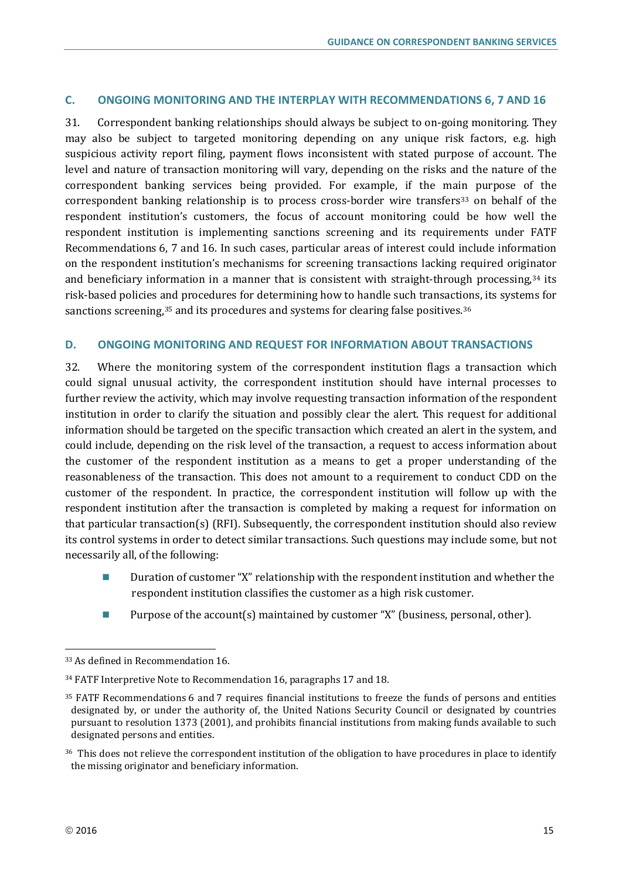## C. ONGOING MONITORING AND THE INTERPLAY WITH RECOMMENDATIONS 6, 7 AND 16

31. Correspondent banking relationships should always be subject to on-going monitoring. They may also be subject to targeted monitoring depending on any unique risk factors, e.g. high suspicious activity report filing, payment flows inconsistent with stated purpose of account. The level and nature of transaction monitoring will vary, depending on the risks and the nature of the correspondent banking services being provided. For example, if the main purpose of the correspondent banking relationship is to process cross-border wire transfers[33] on behalf of the respondent institution's customers, the focus of account monitoring could be how well the respondent institution is implementing sanctions screening and its requirements under FATF Recommendations 6, 7 and 16. In such cases, particular areas of interest could include information on the respondent institution's mechanisms for screening transactions lacking required originator and beneficiary information in a manner that is consistent with straight-through processing,[34] its risk-based policies and procedures for determining how to handle such transactions, its systems for sanctions screening,[35] and its procedures and systems for clearing false positives.[36]

## D. ONGOING MONITORING AND REQUEST FOR INFORMATION ABOUT TRANSACTIONS

32. Where the monitoring system of the correspondent institution flags a transaction which could signal unusual activity, the correspondent institution should have internal processes to further review the activity, which may involve requesting transaction information of the respondent institution in order to clarify the situation and possibly clear the alert. This request for additional information should be targeted on the specific transaction which created an alert in the system, and could include, depending on the risk level of the transaction, a request to access information about the customer of the respondent institution as a means to get a proper understanding of the reasonableness of the transaction. This does not amount to a requirement to conduct CDD on the customer of the respondent. In practice, the correspondent institution will follow up with the respondent institution after the transaction is completed by making a request for information on that particular transaction(s) (RFI). Subsequently, the correspondent institution should also review its control systems in order to detect similar transactions. Such questions may include some, but not necessarily all, of the following:

- Duration of customer "X" relationship with the respondent institution and whether the respondent institution classifies the customer as a high risk customer.
- Purpose of the account(s) maintained by customer "X" (business, personal, other).

---

[33] As defined in Recommendation 16.

[34] FATF Interpretive Note to Recommendation 16, paragraphs 17 and 18.

[35] FATF Recommendations 6 and 7 requires financial institutions to freeze the funds of persons and entities designated by, or under the authority of, the United Nations Security Council or designated by countries pursuant to resolution 1373 (2001), and prohibits financial institutions from making funds available to such designated persons and entities.

[36] This does not relieve the correspondent institution of the obligation to have procedures in place to identify the missing originator and beneficiary information.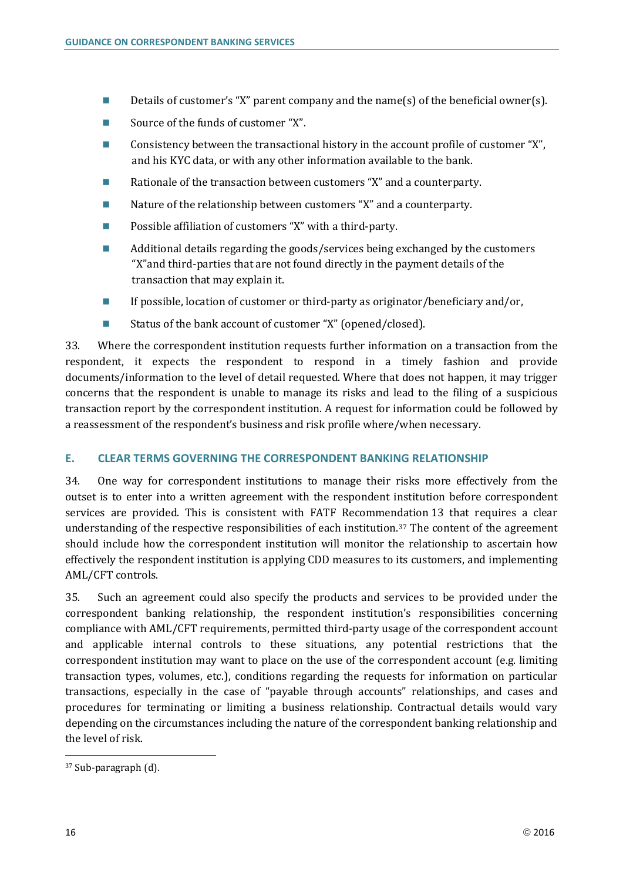- Details of customer's "X" parent company and the name(s) of the beneficial owner(s).
- Source of the funds of customer "X".
- Consistency between the transactional history in the account profile of customer "X", and his KYC data, or with any other information available to the bank.
- Rationale of the transaction between customers "X" and a counterparty.
- Nature of the relationship between customers "X" and a counterparty.
- Possible affiliation of customers "X" with a third-party.
- Additional details regarding the goods/services being exchanged by the customers "X"and third-parties that are not found directly in the payment details of the transaction that may explain it.
- If possible, location of customer or third-party as originator/beneficiary and/or,
- Status of the bank account of customer "X" (opened/closed).

33. Where the correspondent institution requests further information on a transaction from the respondent, it expects the respondent to respond in a timely fashion and provide documents/information to the level of detail requested. Where that does not happen, it may trigger concerns that the respondent is unable to manage its risks and lead to the filing of a suspicious transaction report by the correspondent institution. A request for information could be followed by a reassessment of the respondent's business and risk profile where/when necessary.

## E. CLEAR TERMS GOVERNING THE CORRESPONDENT BANKING RELATIONSHIP

34. One way for correspondent institutions to manage their risks more effectively from the outset is to enter into a written agreement with the respondent institution before correspondent services are provided. This is consistent with FATF Recommendation 13 that requires a clear understanding of the respective responsibilities of each institution.[37] The content of the agreement should include how the correspondent institution will monitor the relationship to ascertain how effectively the respondent institution is applying CDD measures to its customers, and implementing AML/CFT controls.

35. Such an agreement could also specify the products and services to be provided under the correspondent banking relationship, the respondent institution's responsibilities concerning compliance with AML/CFT requirements, permitted third-party usage of the correspondent account and applicable internal controls to these situations, any potential restrictions that the correspondent institution may want to place on the use of the correspondent account (e.g. limiting transaction types, volumes, etc.), conditions regarding the requests for information on particular transactions, especially in the case of "payable through accounts" relationships, and cases and procedures for terminating or limiting a business relationship. Contractual details would vary depending on the circumstances including the nature of the correspondent banking relationship and the level of risk.

[37] Sub-paragraph (d).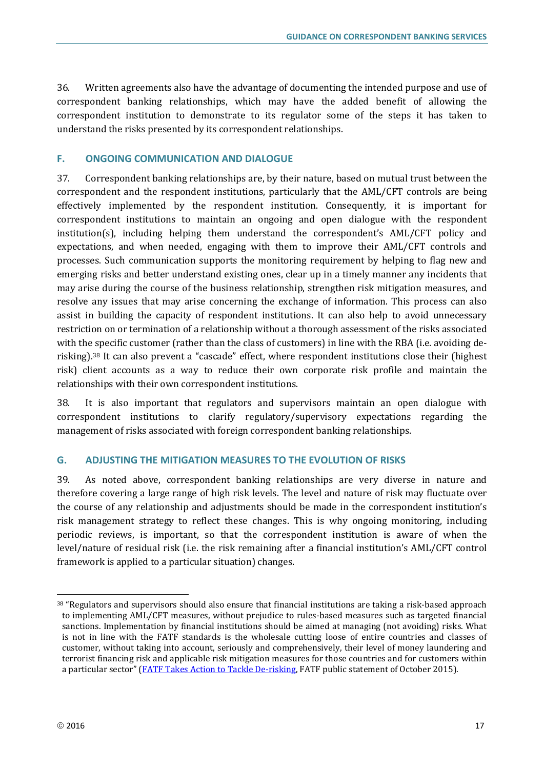36. Written agreements also have the advantage of documenting the intended purpose and use of correspondent banking relationships, which may have the added benefit of allowing the correspondent institution to demonstrate to its regulator some of the steps it has taken to understand the risks presented by its correspondent relationships.

## F. ONGOING COMMUNICATION AND DIALOGUE

37. Correspondent banking relationships are, by their nature, based on mutual trust between the correspondent and the respondent institutions, particularly that the AML/CFT controls are being effectively implemented by the respondent institution. Consequently, it is important for correspondent institutions to maintain an ongoing and open dialogue with the respondent institution(s), including helping them understand the correspondent's AML/CFT policy and expectations, and when needed, engaging with them to improve their AML/CFT controls and processes. Such communication supports the monitoring requirement by helping to flag new and emerging risks and better understand existing ones, clear up in a timely manner any incidents that may arise during the course of the business relationship, strengthen risk mitigation measures, and resolve any issues that may arise concerning the exchange of information. This process can also assist in building the capacity of respondent institutions. It can also help to avoid unnecessary restriction on or termination of a relationship without a thorough assessment of the risks associated with the specific customer (rather than the class of customers) in line with the RBA (i.e. avoiding de-risking).[38] It can also prevent a "cascade" effect, where respondent institutions close their (highest risk) client accounts as a way to reduce their own corporate risk profile and maintain the relationships with their own correspondent institutions.

38. It is also important that regulators and supervisors maintain an open dialogue with correspondent institutions to clarify regulatory/supervisory expectations regarding the management of risks associated with foreign correspondent banking relationships.

## G. ADJUSTING THE MITIGATION MEASURES TO THE EVOLUTION OF RISKS

39. As noted above, correspondent banking relationships are very diverse in nature and therefore covering a large range of high risk levels. The level and nature of risk may fluctuate over the course of any relationship and adjustments should be made in the correspondent institution's risk management strategy to reflect these changes. This is why ongoing monitoring, including periodic reviews, is important, so that the correspondent institution is aware of when the level/nature of residual risk (i.e. the risk remaining after a financial institution's AML/CFT control framework is applied to a particular situation) changes.

---

[38] "Regulators and supervisors should also ensure that financial institutions are taking a risk-based approach to implementing AML/CFT measures, without prejudice to rules-based measures such as targeted financial sanctions. Implementation by financial institutions should be aimed at managing (not avoiding) risks. What is not in line with the FATF standards is the wholesale cutting loose of entire countries and classes of customer, without taking into account, seriously and comprehensively, their level of money laundering and terrorist financing risk and applicable risk mitigation measures for those countries and for customers within a particular sector" (FATF Takes Action to Tackle De-risking, FATF public statement of October 2015).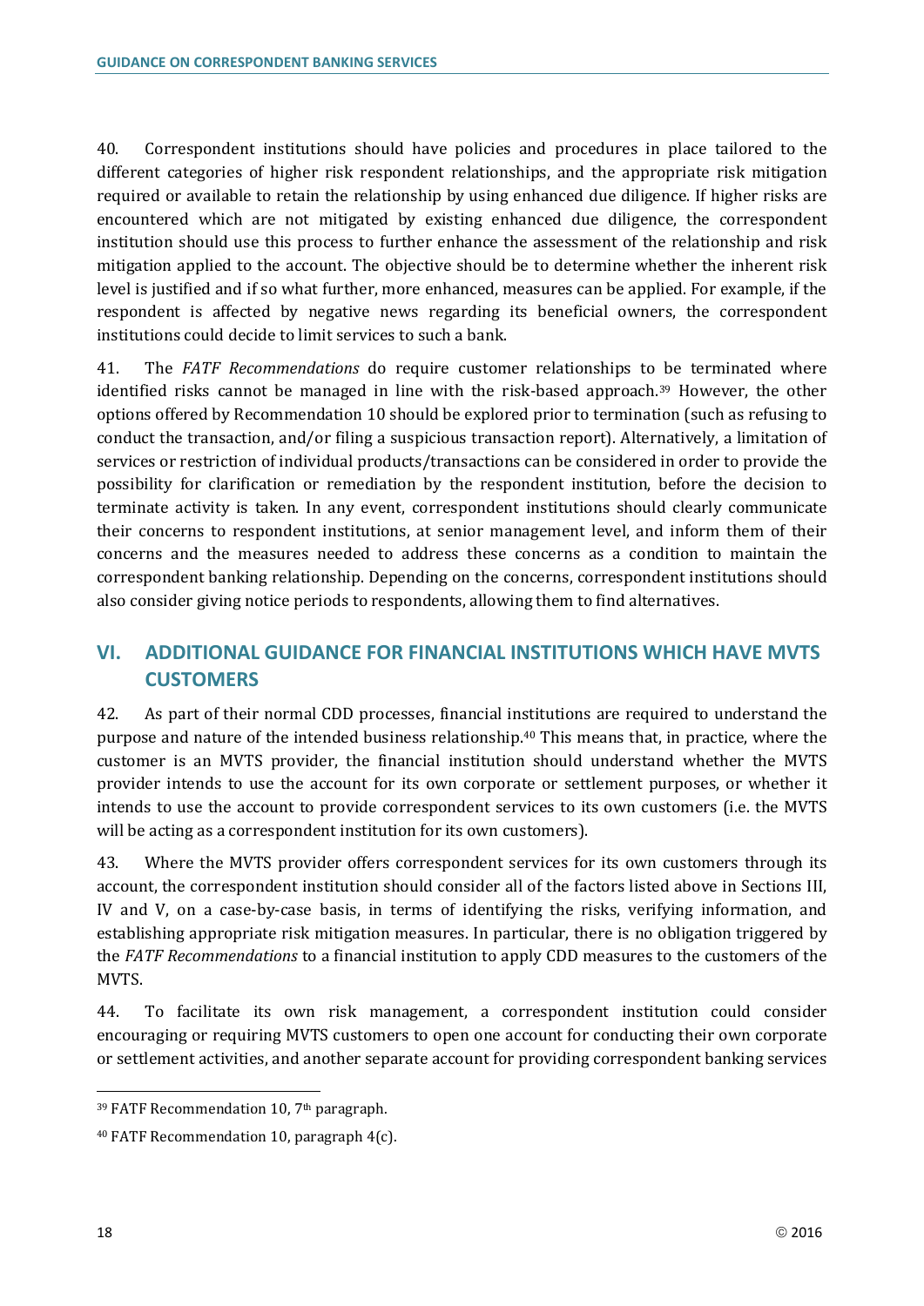40. Correspondent institutions should have policies and procedures in place tailored to the different categories of higher risk respondent relationships, and the appropriate risk mitigation required or available to retain the relationship by using enhanced due diligence. If higher risks are encountered which are not mitigated by existing enhanced due diligence, the correspondent institution should use this process to further enhance the assessment of the relationship and risk mitigation applied to the account. The objective should be to determine whether the inherent risk level is justified and if so what further, more enhanced, measures can be applied. For example, if the respondent is affected by negative news regarding its beneficial owners, the correspondent institutions could decide to limit services to such a bank.

41. The *FATF Recommendations* do require customer relationships to be terminated where identified risks cannot be managed in line with the risk-based approach.[39] However, the other options offered by Recommendation 10 should be explored prior to termination (such as refusing to conduct the transaction, and/or filing a suspicious transaction report). Alternatively, a limitation of services or restriction of individual products/transactions can be considered in order to provide the possibility for clarification or remediation by the respondent institution, before the decision to terminate activity is taken. In any event, correspondent institutions should clearly communicate their concerns to respondent institutions, at senior management level, and inform them of their concerns and the measures needed to address these concerns as a condition to maintain the correspondent banking relationship. Depending on the concerns, correspondent institutions should also consider giving notice periods to respondents, allowing them to find alternatives.

## VI. ADDITIONAL GUIDANCE FOR FINANCIAL INSTITUTIONS WHICH HAVE MVTS CUSTOMERS

42. As part of their normal CDD processes, financial institutions are required to understand the purpose and nature of the intended business relationship.[40] This means that, in practice, where the customer is an MVTS provider, the financial institution should understand whether the MVTS provider intends to use the account for its own corporate or settlement purposes, or whether it intends to use the account to provide correspondent services to its own customers (i.e. the MVTS will be acting as a correspondent institution for its own customers).

43. Where the MVTS provider offers correspondent services for its own customers through its account, the correspondent institution should consider all of the factors listed above in Sections III, IV and V, on a case-by-case basis, in terms of identifying the risks, verifying information, and establishing appropriate risk mitigation measures. In particular, there is no obligation triggered by the *FATF Recommendations* to a financial institution to apply CDD measures to the customers of the MVTS.

44. To facilitate its own risk management, a correspondent institution could consider encouraging or requiring MVTS customers to open one account for conducting their own corporate or settlement activities, and another separate account for providing correspondent banking services

---

[39] FATF Recommendation 10, 7th paragraph.

[40] FATF Recommendation 10, paragraph 4(c).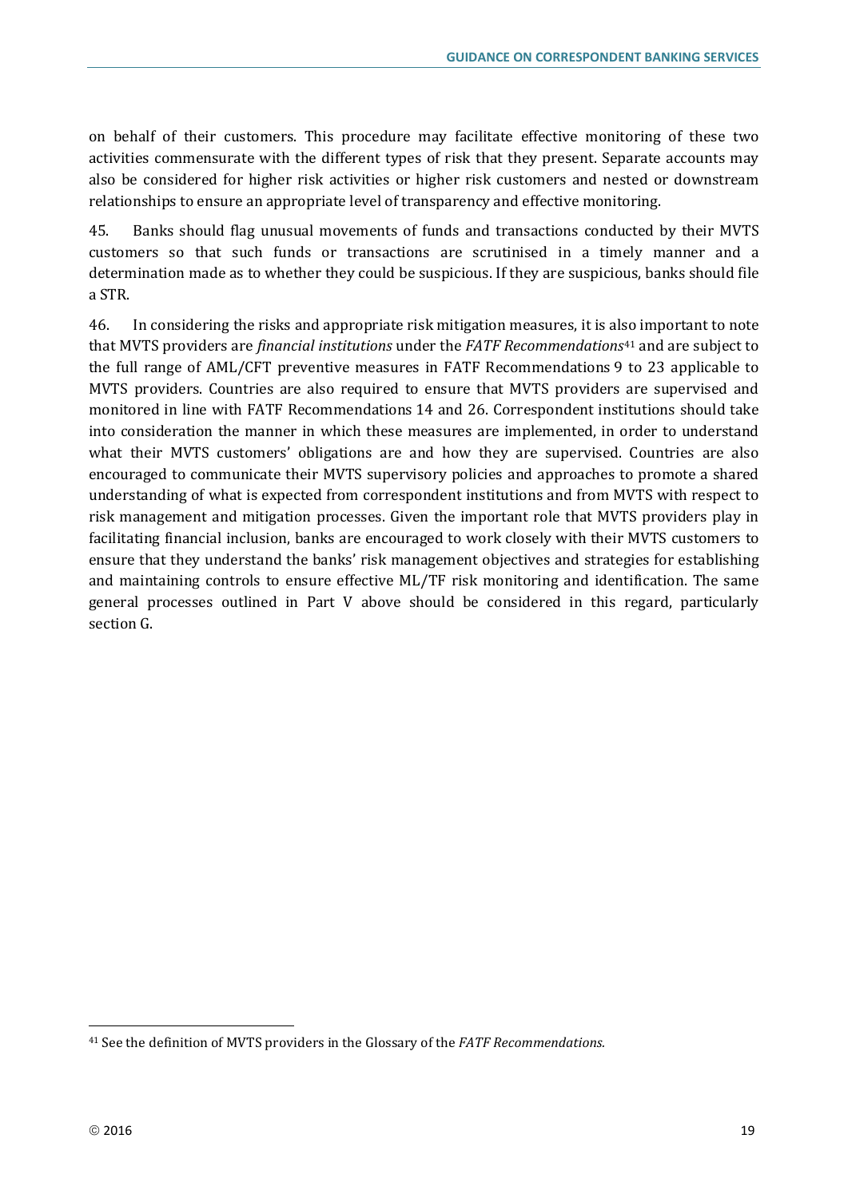on behalf of their customers. This procedure may facilitate effective monitoring of these two activities commensurate with the different types of risk that they present. Separate accounts may also be considered for higher risk activities or higher risk customers and nested or downstream relationships to ensure an appropriate level of transparency and effective monitoring.

45. Banks should flag unusual movements of funds and transactions conducted by their MVTS customers so that such funds or transactions are scrutinised in a timely manner and a determination made as to whether they could be suspicious. If they are suspicious, banks should file a STR.

46. In considering the risks and appropriate risk mitigation measures, it is also important to note that MVTS providers are *financial institutions* under the *FATF Recommendations*[41] and are subject to the full range of AML/CFT preventive measures in FATF Recommendations 9 to 23 applicable to MVTS providers. Countries are also required to ensure that MVTS providers are supervised and monitored in line with FATF Recommendations 14 and 26. Correspondent institutions should take into consideration the manner in which these measures are implemented, in order to understand what their MVTS customers' obligations are and how they are supervised. Countries are also encouraged to communicate their MVTS supervisory policies and approaches to promote a shared understanding of what is expected from correspondent institutions and from MVTS with respect to risk management and mitigation processes. Given the important role that MVTS providers play in facilitating financial inclusion, banks are encouraged to work closely with their MVTS customers to ensure that they understand the banks' risk management objectives and strategies for establishing and maintaining controls to ensure effective ML/TF risk monitoring and identification. The same general processes outlined in Part V above should be considered in this regard, particularly section G.

[41] See the definition of MVTS providers in the Glossary of the *FATF Recommendations*.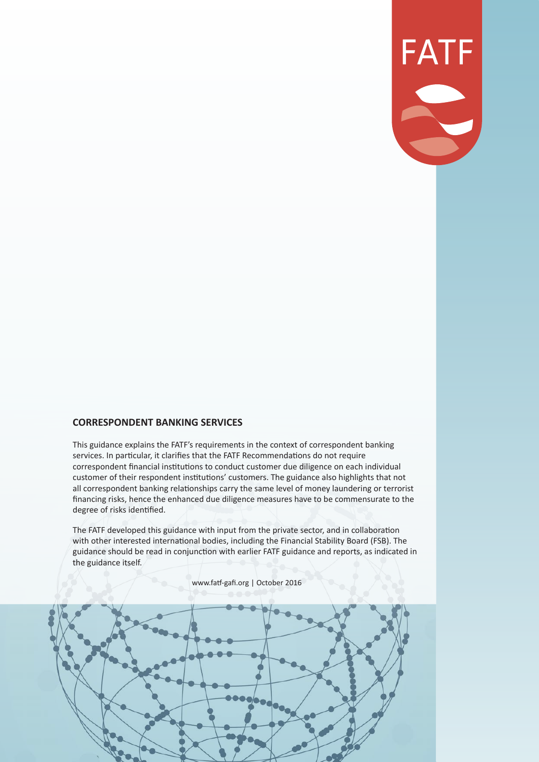FATF

## CORRESPONDENT BANKING SERVICES

This guidance explains the FATF's requirements in the context of correspondent banking services. In particular, it clarifies that the FATF Recommendations do not require correspondent financial institutions to conduct customer due diligence on each individual customer of their respondent institutions' customers. The guidance also highlights that not all correspondent banking relationships carry the same level of money laundering or terrorist financing risks, hence the enhanced due diligence measures have to be commensurate to the degree of risks identified.

The FATF developed this guidance with input from the private sector, and in collaboration with other interested international bodies, including the Financial Stability Board (FSB). The guidance should be read in conjunction with earlier FATF guidance and reports, as indicated in the guidance itself.

www.fatf-gafi.org | October 2016